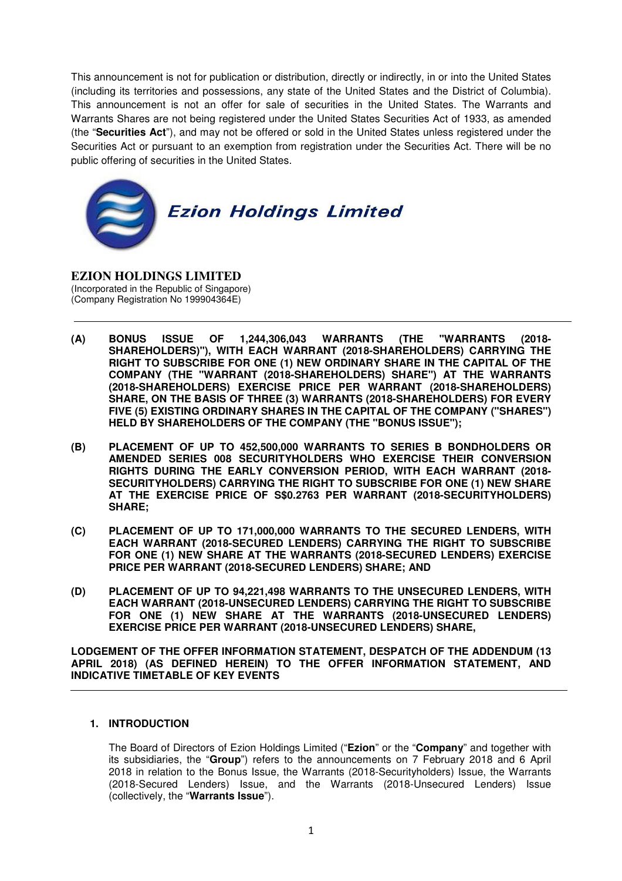This announcement is not for publication or distribution, directly or indirectly, in or into the United States (including its territories and possessions, any state of the United States and the District of Columbia). This announcement is not an offer for sale of securities in the United States. The Warrants and Warrants Shares are not being registered under the United States Securities Act of 1933, as amended (the "**Securities Act**"), and may not be offered or sold in the United States unless registered under the Securities Act or pursuant to an exemption from registration under the Securities Act. There will be no public offering of securities in the United States.

**Ezion Holdings Limited**

**EZION HOLDINGS LIMITED**
(Incorporated in the Republic of Singapore)
(Company Registration No 199904364E)

---

**(A) BONUS ISSUE OF 1,244,306,043 WARRANTS (THE "WARRANTS (2018-SHAREHOLDERS)"), WITH EACH WARRANT (2018-SHAREHOLDERS) CARRYING THE RIGHT TO SUBSCRIBE FOR ONE (1) NEW ORDINARY SHARE IN THE CAPITAL OF THE COMPANY (THE "WARRANT (2018-SHAREHOLDERS) SHARE") AT THE WARRANTS (2018-SHAREHOLDERS) EXERCISE PRICE PER WARRANT (2018-SHAREHOLDERS) SHARE, ON THE BASIS OF THREE (3) WARRANTS (2018-SHAREHOLDERS) FOR EVERY FIVE (5) EXISTING ORDINARY SHARES IN THE CAPITAL OF THE COMPANY ("SHARES") HELD BY SHAREHOLDERS OF THE COMPANY (THE "BONUS ISSUE");**

**(B) PLACEMENT OF UP TO 452,500,000 WARRANTS TO SERIES B BONDHOLDERS OR AMENDED SERIES 008 SECURITYHOLDERS WHO EXERCISE THEIR CONVERSION RIGHTS DURING THE EARLY CONVERSION PERIOD, WITH EACH WARRANT (2018-SECURITYHOLDERS) CARRYING THE RIGHT TO SUBSCRIBE FOR ONE (1) NEW SHARE AT THE EXERCISE PRICE OF S$0.2763 PER WARRANT (2018-SECURITYHOLDERS) SHARE;**

**(C) PLACEMENT OF UP TO 171,000,000 WARRANTS TO THE SECURED LENDERS, WITH EACH WARRANT (2018-SECURED LENDERS) CARRYING THE RIGHT TO SUBSCRIBE FOR ONE (1) NEW SHARE AT THE WARRANTS (2018-SECURED LENDERS) EXERCISE PRICE PER WARRANT (2018-SECURED LENDERS) SHARE; AND**

**(D) PLACEMENT OF UP TO 94,221,498 WARRANTS TO THE UNSECURED LENDERS, WITH EACH WARRANT (2018-UNSECURED LENDERS) CARRYING THE RIGHT TO SUBSCRIBE FOR ONE (1) NEW SHARE AT THE WARRANTS (2018-UNSECURED LENDERS) EXERCISE PRICE PER WARRANT (2018-UNSECURED LENDERS) SHARE,**

**LODGEMENT OF THE OFFER INFORMATION STATEMENT, DESPATCH OF THE ADDENDUM (13 APRIL 2018) (AS DEFINED HEREIN) TO THE OFFER INFORMATION STATEMENT, AND INDICATIVE TIMETABLE OF KEY EVENTS**

---

## 1. INTRODUCTION

The Board of Directors of Ezion Holdings Limited ("**Ezion**" or the "**Company**" and together with its subsidiaries, the "**Group**") refers to the announcements on 7 February 2018 and 6 April 2018 in relation to the Bonus Issue, the Warrants (2018-Securityholders) Issue, the Warrants (2018-Secured Lenders) Issue, and the Warrants (2018-Unsecured Lenders) Issue (collectively, the "**Warrants Issue**").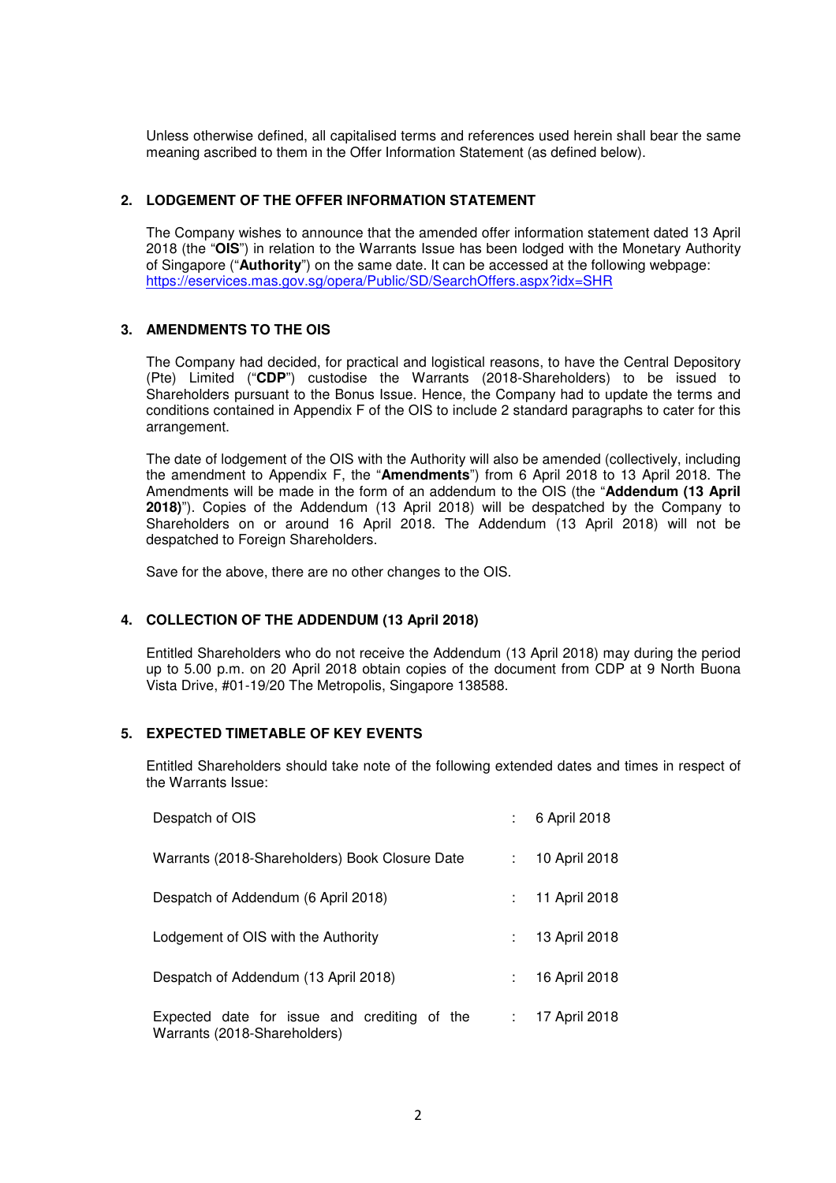Unless otherwise defined, all capitalised terms and references used herein shall bear the same meaning ascribed to them in the Offer Information Statement (as defined below).

## 2. LODGEMENT OF THE OFFER INFORMATION STATEMENT

The Company wishes to announce that the amended offer information statement dated 13 April 2018 (the "**OIS**") in relation to the Warrants Issue has been lodged with the Monetary Authority of Singapore ("**Authority**") on the same date. It can be accessed at the following webpage: https://eservices.mas.gov.sg/opera/Public/SD/SearchOffers.aspx?idx=SHR

## 3. AMENDMENTS TO THE OIS

The Company had decided, for practical and logistical reasons, to have the Central Depository (Pte) Limited ("**CDP**") custodise the Warrants (2018-Shareholders) to be issued to Shareholders pursuant to the Bonus Issue. Hence, the Company had to update the terms and conditions contained in Appendix F of the OIS to include 2 standard paragraphs to cater for this arrangement.

The date of lodgement of the OIS with the Authority will also be amended (collectively, including the amendment to Appendix F, the "**Amendments**") from 6 April 2018 to 13 April 2018. The Amendments will be made in the form of an addendum to the OIS (the "**Addendum (13 April 2018)**"). Copies of the Addendum (13 April 2018) will be despatched by the Company to Shareholders on or around 16 April 2018. The Addendum (13 April 2018) will not be despatched to Foreign Shareholders.

Save for the above, there are no other changes to the OIS.

## 4. COLLECTION OF THE ADDENDUM (13 April 2018)

Entitled Shareholders who do not receive the Addendum (13 April 2018) may during the period up to 5.00 p.m. on 20 April 2018 obtain copies of the document from CDP at 9 North Buona Vista Drive, #01-19/20 The Metropolis, Singapore 138588.

## 5. EXPECTED TIMETABLE OF KEY EVENTS

Entitled Shareholders should take note of the following extended dates and times in respect of the Warrants Issue:

| | | |
|---|---|---|
| Despatch of OIS | : | 6 April 2018 |
| Warrants (2018-Shareholders) Book Closure Date | : | 10 April 2018 |
| Despatch of Addendum (6 April 2018) | : | 11 April 2018 |
| Lodgement of OIS with the Authority | : | 13 April 2018 |
| Despatch of Addendum (13 April 2018) | : | 16 April 2018 |
| Expected date for issue and crediting of the Warrants (2018-Shareholders) | : | 17 April 2018 |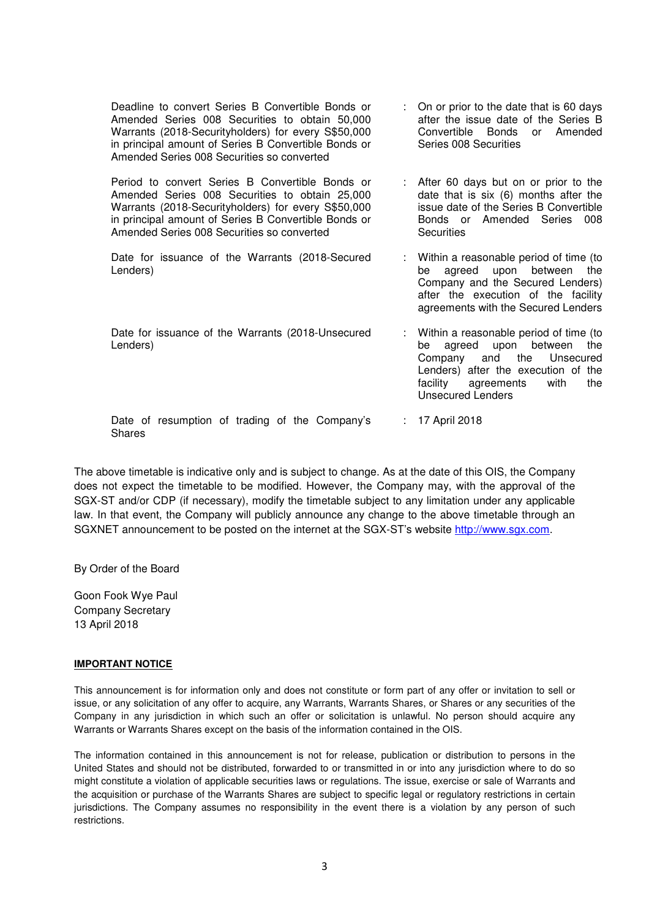| | | |
|---|---|---|
| Deadline to convert Series B Convertible Bonds or Amended Series 008 Securities to obtain 50,000 Warrants (2018-Securityholders) for every S$50,000 in principal amount of Series B Convertible Bonds or Amended Series 008 Securities so converted | : | On or prior to the date that is 60 days after the issue date of the Series B Convertible Bonds or Amended Series 008 Securities |
| Period to convert Series B Convertible Bonds or Amended Series 008 Securities to obtain 25,000 Warrants (2018-Securityholders) for every S$50,000 in principal amount of Series B Convertible Bonds or Amended Series 008 Securities so converted | : | After 60 days but on or prior to the date that is six (6) months after the issue date of the Series B Convertible Bonds or Amended Series 008 Securities |
| Date for issuance of the Warrants (2018-Secured Lenders) | : | Within a reasonable period of time (to be agreed upon between the Company and the Secured Lenders) after the execution of the facility agreements with the Secured Lenders |
| Date for issuance of the Warrants (2018-Unsecured Lenders) | : | Within a reasonable period of time (to be agreed upon between the Company and the Unsecured Lenders) after the execution of the facility agreements with the Unsecured Lenders |
| Date of resumption of trading of the Company's Shares | : | 17 April 2018 |

The above timetable is indicative only and is subject to change. As at the date of this OIS, the Company does not expect the timetable to be modified. However, the Company may, with the approval of the SGX-ST and/or CDP (if necessary), modify the timetable subject to any limitation under any applicable law. In that event, the Company will publicly announce any change to the above timetable through an SGXNET announcement to be posted on the internet at the SGX-ST's website http://www.sgx.com.

By Order of the Board

Goon Fook Wye Paul
Company Secretary
13 April 2018

**IMPORTANT NOTICE**

This announcement is for information only and does not constitute or form part of any offer or invitation to sell or issue, or any solicitation of any offer to acquire, any Warrants, Warrants Shares, or Shares or any securities of the Company in any jurisdiction in which such an offer or solicitation is unlawful. No person should acquire any Warrants or Warrants Shares except on the basis of the information contained in the OIS.

The information contained in this announcement is not for release, publication or distribution to persons in the United States and should not be distributed, forwarded to or transmitted in or into any jurisdiction where to do so might constitute a violation of applicable securities laws or regulations. The issue, exercise or sale of Warrants and the acquisition or purchase of the Warrants Shares are subject to specific legal or regulatory restrictions in certain jurisdictions. The Company assumes no responsibility in the event there is a violation by any person of such restrictions.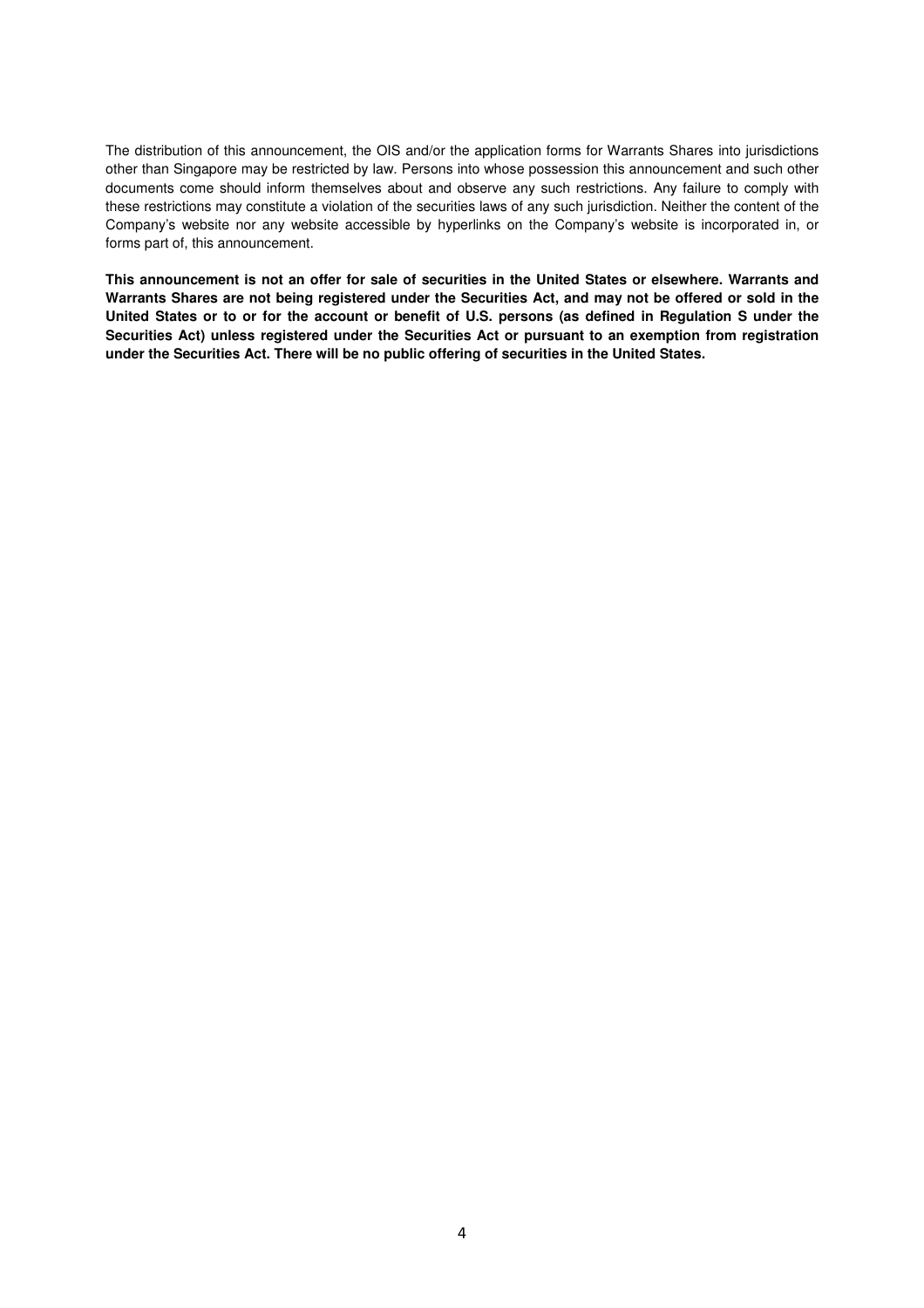The distribution of this announcement, the OIS and/or the application forms for Warrants Shares into jurisdictions other than Singapore may be restricted by law. Persons into whose possession this announcement and such other documents come should inform themselves about and observe any such restrictions. Any failure to comply with these restrictions may constitute a violation of the securities laws of any such jurisdiction. Neither the content of the Company's website nor any website accessible by hyperlinks on the Company's website is incorporated in, or forms part of, this announcement.

**This announcement is not an offer for sale of securities in the United States or elsewhere. Warrants and Warrants Shares are not being registered under the Securities Act, and may not be offered or sold in the United States or to or for the account or benefit of U.S. persons (as defined in Regulation S under the Securities Act) unless registered under the Securities Act or pursuant to an exemption from registration under the Securities Act. There will be no public offering of securities in the United States.**